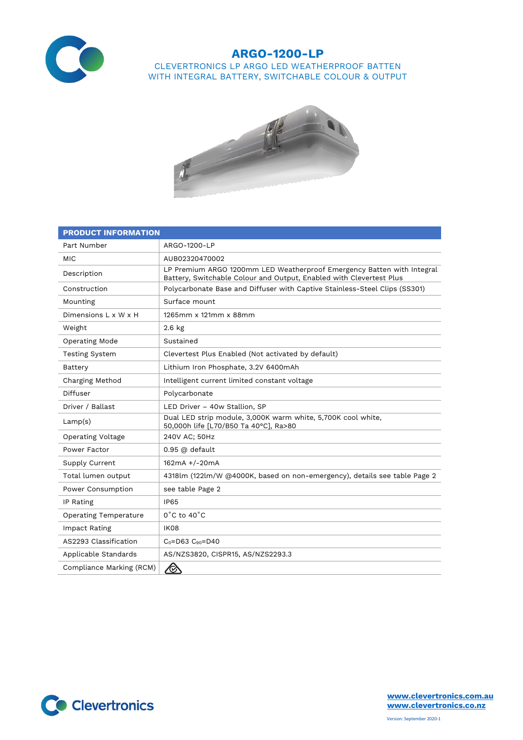# ARGO-1200-LP

## CLEVERTRONICS LP ARGO LED WEATHERPROOF BATTEN WITH INTEGRAL BATTERY, SWITCHABLE COLOUR & OUTPUT

| PRODUCT INFORMATION | |
|---|---|
| Part Number | ARGO-1200-LP |
| MIC | AUB02320470002 |
| Description | LP Premium ARGO 1200mm LED Weatherproof Emergency Batten with Integral Battery, Switchable Colour and Output, Enabled with Clevertest Plus |
| Construction | Polycarbonate Base and Diffuser with Captive Stainless-Steel Clips (SS301) |
| Mounting | Surface mount |
| Dimensions L x W x H | 1265mm x 121mm x 88mm |
| Weight | 2.6 kg |
| Operating Mode | Sustained |
| Testing System | Clevertest Plus Enabled (Not activated by default) |
| Battery | Lithium Iron Phosphate, 3.2V 6400mAh |
| Charging Method | Intelligent current limited constant voltage |
| Diffuser | Polycarbonate |
| Driver / Ballast | LED Driver – 40w Stallion, SP |
| Lamp(s) | Dual LED strip module, 3,000K warm white, 5,700K cool white, 50,000h life [L70/B50 Ta 40°C], Ra>80 |
| Operating Voltage | 240V AC; 50Hz |
| Power Factor | 0.95 @ default |
| Supply Current | 162mA +/-20mA |
| Total lumen output | 4318lm (122lm/W @4000K, based on non-emergency), details see table Page 2 |
| Power Consumption | see table Page 2 |
| IP Rating | IP65 |
| Operating Temperature | 0˚C to 40˚C |
| Impact Rating | IK08 |
| AS2293 Classification | $C_0$=D63 $C_{90}$=D40 |
| Applicable Standards | AS/NZS3820, CISPR15, AS/NZS2293.3 |
| Compliance Marking (RCM) | |

Clevertronics

www.clevertronics.com.au
www.clevertronics.co.nz

Version: September 2020-1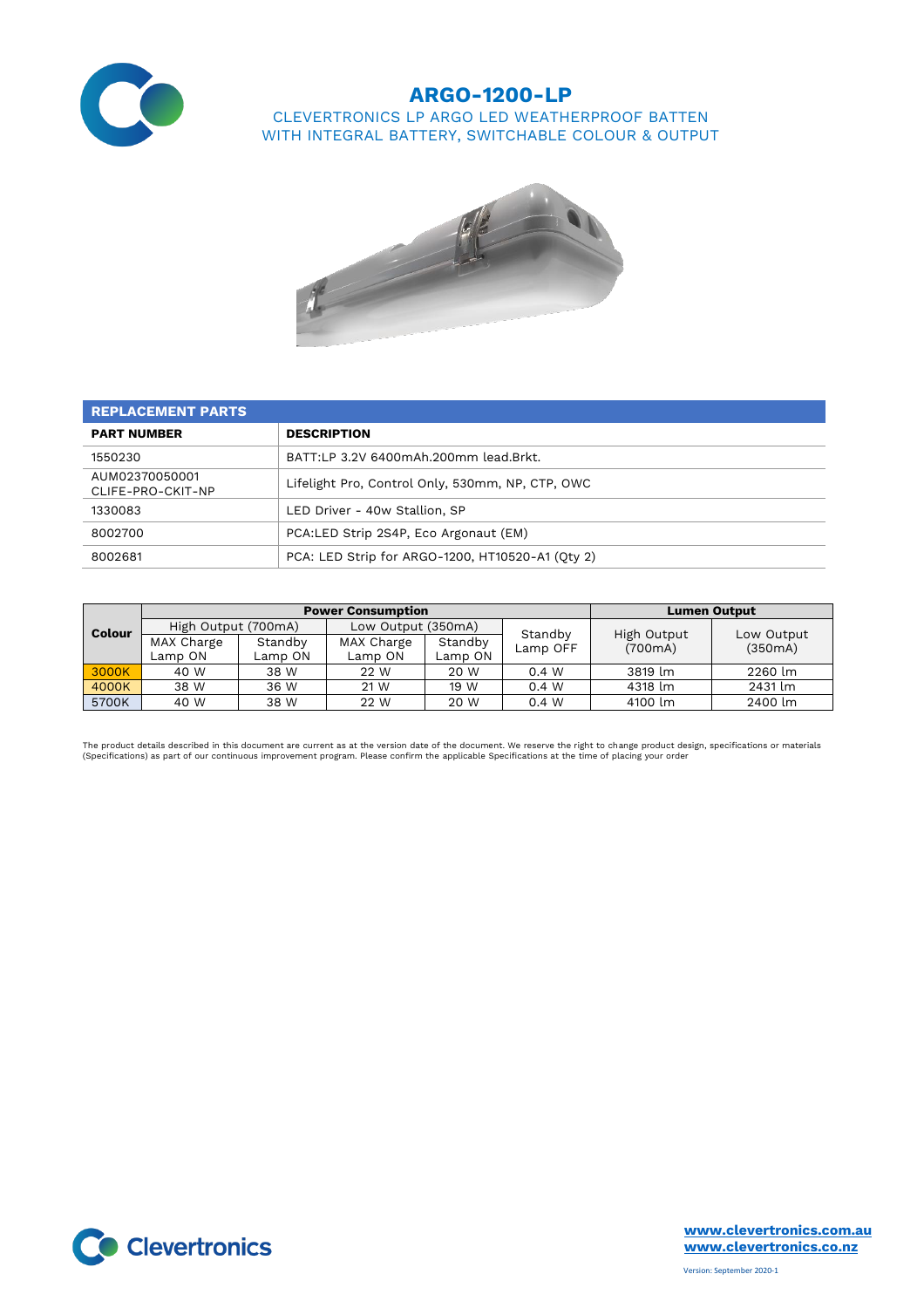# ARGO-1200-LP

CLEVERTRONICS LP ARGO LED WEATHERPROOF BATTEN
WITH INTEGRAL BATTERY, SWITCHABLE COLOUR & OUTPUT

| REPLACEMENT PARTS | |
|---|---|
| **PART NUMBER** | **DESCRIPTION** |
| 1550230 | BATT:LP 3.2V 6400mAh.200mm lead.Brkt. |
| AUM02370050001 CLIFE-PRO-CKIT-NP | Lifelight Pro, Control Only, 530mm, NP, CTP, OWC |
| 1330083 | LED Driver - 40w Stallion, SP |
| 8002700 | PCA:LED Strip 2S4P, Eco Argonaut (EM) |
| 8002681 | PCA: LED Strip for ARGO-1200, HT10520-A1 (Qty 2) |

| Colour | Power Consumption | | | | | Lumen Output | |
|---|---|---|---|---|---|---|---|
| | High Output (700mA) | | Low Output (350mA) | | Standby Lamp OFF | High Output (700mA) | Low Output (350mA) |
| | MAX Charge Lamp ON | Standby Lamp ON | MAX Charge Lamp ON | Standby Lamp ON | | | |
| 3000K | 40 W | 38 W | 22 W | 20 W | 0.4 W | 3819 lm | 2260 lm |
| 4000K | 38 W | 36 W | 21 W | 19 W | 0.4 W | 4318 lm | 2431 lm |
| 5700K | 40 W | 38 W | 22 W | 20 W | 0.4 W | 4100 lm | 2400 lm |

The product details described in this document are current as at the version date of the document. We reserve the right to change product design, specifications or materials (Specifications) as part of our continuous improvement program. Please confirm the applicable Specifications at the time of placing your order

www.clevertronics.com.au
www.clevertronics.co.nz

Version: September 2020-1